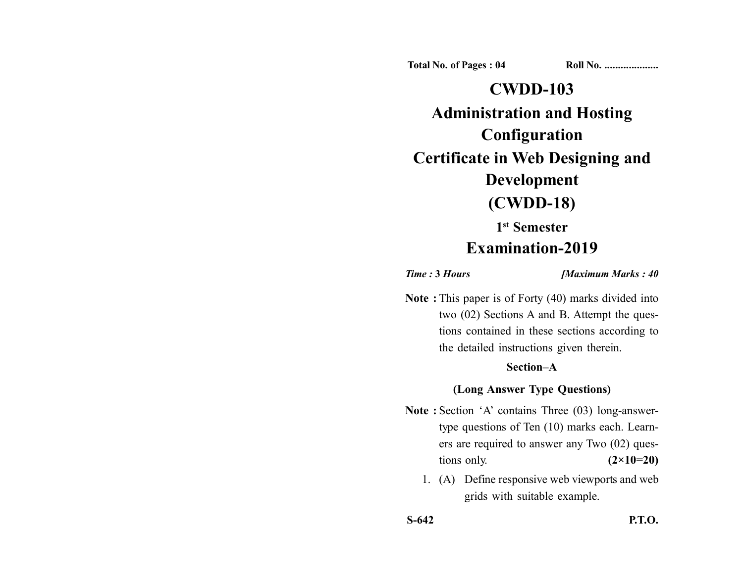Total No. of Pages : 04 Roll No. ...................

# CWDD-103

# Administration and Hosting Configuration

# Certificate in Web Designing and Development

# (CWDD-18)

## 1st Semester

## Examination-2019

*Time :* **3** *Hours* *[Maximum Marks : 40*

**Note :** This paper is of Forty (40) marks divided into two (02) Sections A and B. Attempt the questions contained in these sections according to the detailed instructions given therein.

### Section–A

### (Long Answer Type Questions)

**Note :** Section 'A' contains Three (03) long-answer-type questions of Ten (10) marks each. Learners are required to answer any Two (02) questions only. **(2×10=20)**

1. (A) Define responsive web viewports and web grids with suitable example.

S-642 P.T.O.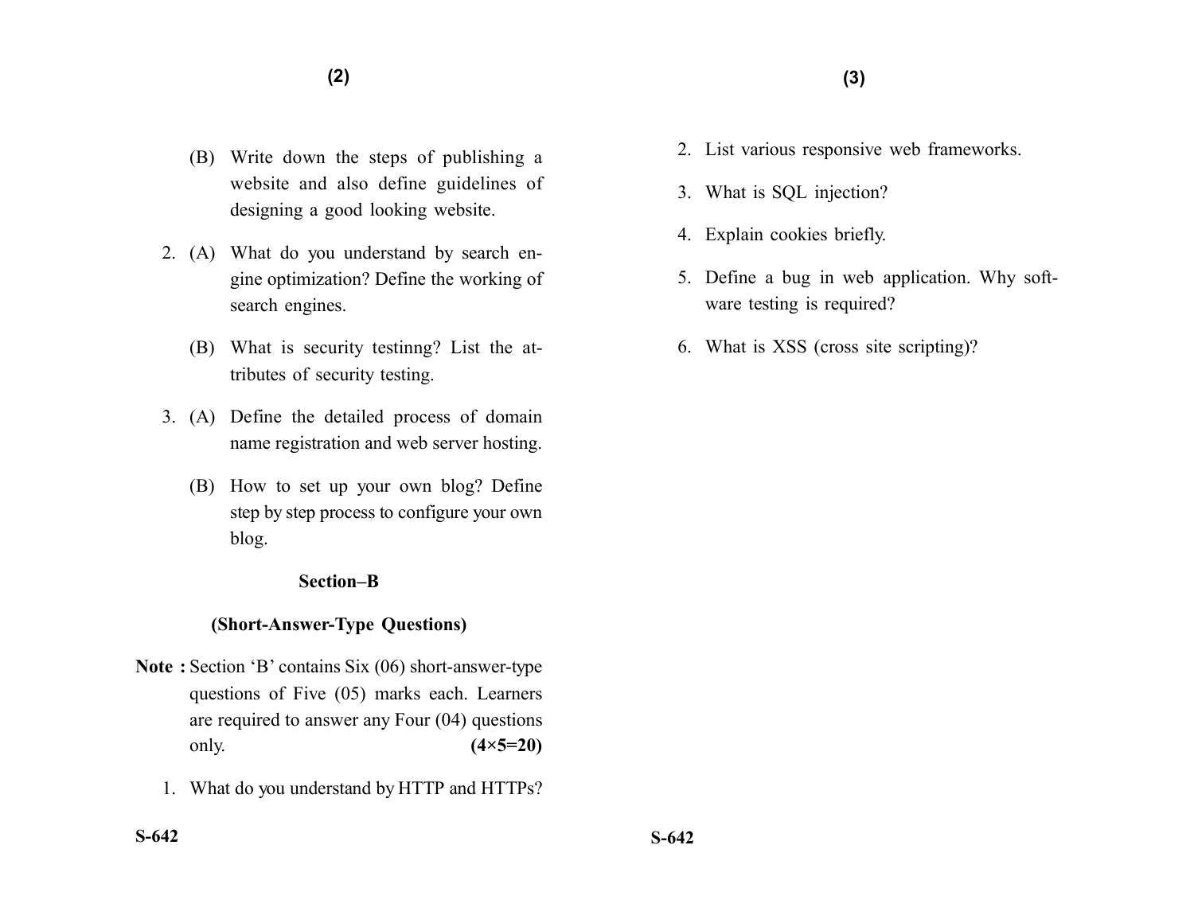(B) Write down the steps of publishing a website and also define guidelines of designing a good looking website.

2. (A) What do you understand by search engine optimization? Define the working of search engines.

   (B) What is security testinng? List the attributes of security testing.

3. (A) Define the detailed process of domain name registration and web server hosting.

   (B) How to set up your own blog? Define step by step process to configure your own blog.

## Section–B

### (Short-Answer-Type Questions)

**Note :** Section 'B' contains Six (06) short-answer-type questions of Five (05) marks each. Learners are required to answer any Four (04) questions only. **(4×5=20)**

1. What do you understand by HTTP and HTTPs?

2. List various responsive web frameworks.

3. What is SQL injection?

4. Explain cookies briefly.

5. Define a bug in web application. Why software testing is required?

6. What is XSS (cross site scripting)?